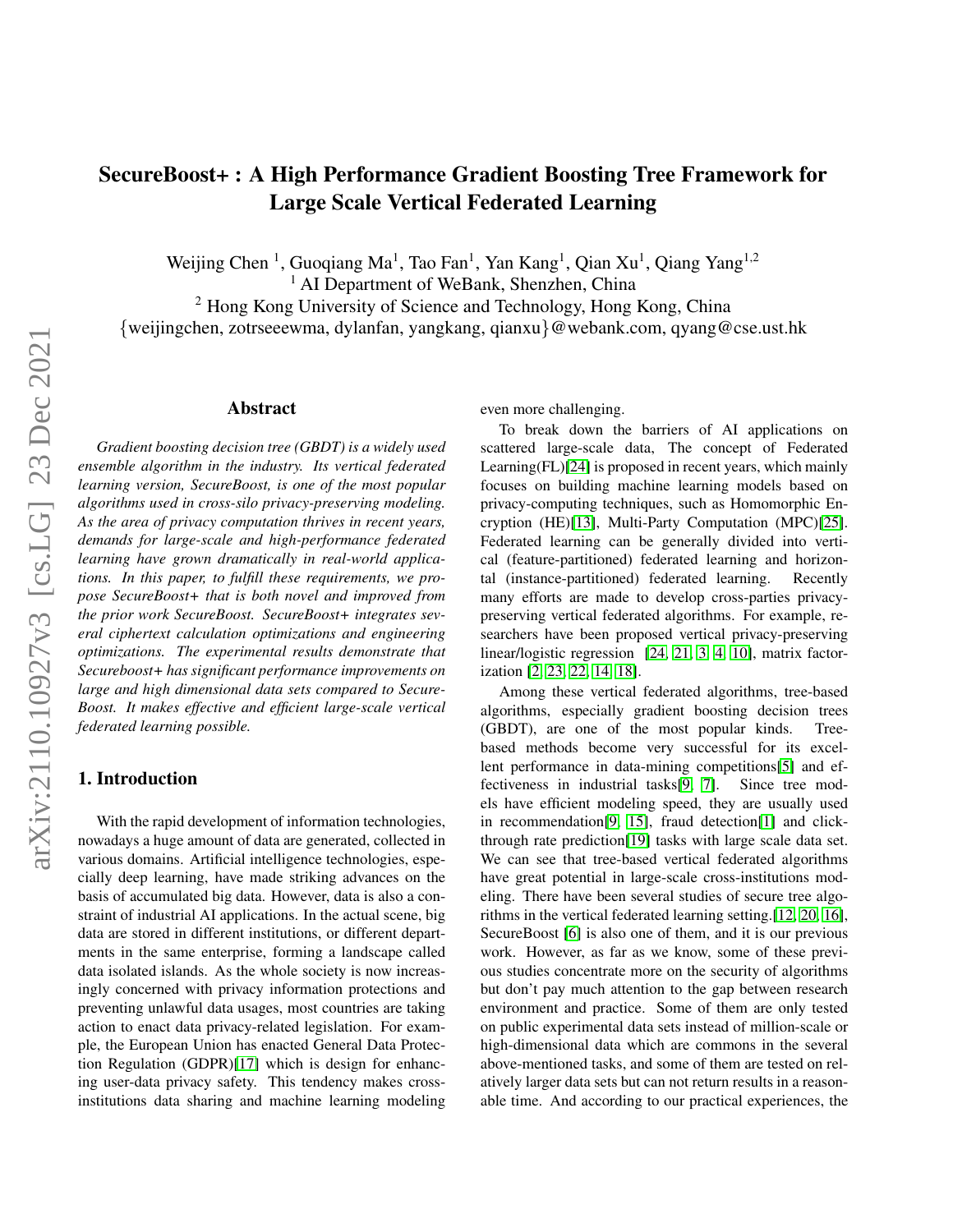# SecureBoost+ : A High Performance Gradient Boosting Tree Framework for Large Scale Vertical Federated Learning

Weijing Chen [1], Guoqiang Ma[1], Tao Fan[1], Yan Kang[1], Qian Xu[1], Qiang Yang[1,2]

[1] AI Department of WeBank, Shenzhen, China

[2] Hong Kong University of Science and Technology, Hong Kong, China

{weijingchen, zotrseeewma, dylanfan, yangkang, qianxu}@webank.com, qyang@cse.ust.hk

## Abstract

*Gradient boosting decision tree (GBDT) is a widely used ensemble algorithm in the industry. Its vertical federated learning version, SecureBoost, is one of the most popular algorithms used in cross-silo privacy-preserving modeling. As the area of privacy computation thrives in recent years, demands for large-scale and high-performance federated learning have grown dramatically in real-world applications. In this paper, to fulfill these requirements, we propose SecureBoost+ that is both novel and improved from the prior work SecureBoost. SecureBoost+ integrates several ciphertext calculation optimizations and engineering optimizations. The experimental results demonstrate that Secureboost+ has significant performance improvements on large and high dimensional data sets compared to SecureBoost. It makes effective and efficient large-scale vertical federated learning possible.*

## 1. Introduction

With the rapid development of information technologies, nowadays a huge amount of data are generated, collected in various domains. Artificial intelligence technologies, especially deep learning, have made striking advances on the basis of accumulated big data. However, data is also a constraint of industrial AI applications. In the actual scene, big data are stored in different institutions, or different departments in the same enterprise, forming a landscape called data isolated islands. As the whole society is now increasingly concerned with privacy information protections and preventing unlawful data usages, most countries are taking action to enact data privacy-related legislation. For example, the European Union has enacted General Data Protection Regulation (GDPR)[17] which is design for enhancing user-data privacy safety. This tendency makes cross-institutions data sharing and machine learning modeling even more challenging.

To break down the barriers of AI applications on scattered large-scale data, The concept of Federated Learning(FL)[24] is proposed in recent years, which mainly focuses on building machine learning models based on privacy-computing techniques, such as Homomorphic Encryption (HE)[13], Multi-Party Computation (MPC)[25]. Federated learning can be generally divided into vertical (feature-partitioned) federated learning and horizontal (instance-partitioned) federated learning. Recently many efforts are made to develop cross-parties privacy-preserving vertical federated algorithms. For example, researchers have been proposed vertical privacy-preserving linear/logistic regression [24, 21, 3, 4, 10], matrix factorization [2, 23, 22, 14, 18].

Among these vertical federated algorithms, tree-based algorithms, especially gradient boosting decision trees (GBDT), are one of the most popular kinds. Tree-based methods become very successful for its excellent performance in data-mining competitions[5] and effectiveness in industrial tasks[9, 7]. Since tree models have efficient modeling speed, they are usually used in recommendation[9, 15], fraud detection[1] and click-through rate prediction[19] tasks with large scale data set. We can see that tree-based vertical federated algorithms have great potential in large-scale cross-institutions modeling. There have been several studies of secure tree algorithms in the vertical federated learning setting.[12, 20, 16], SecureBoost [6] is also one of them, and it is our previous work. However, as far as we know, some of these previous studies concentrate more on the security of algorithms but don't pay much attention to the gap between research environment and practice. Some of them are only tested on public experimental data sets instead of million-scale or high-dimensional data which are commons in the several above-mentioned tasks, and some of them are tested on relatively larger data sets but can not return results in a reasonable time. And according to our practical experiences, the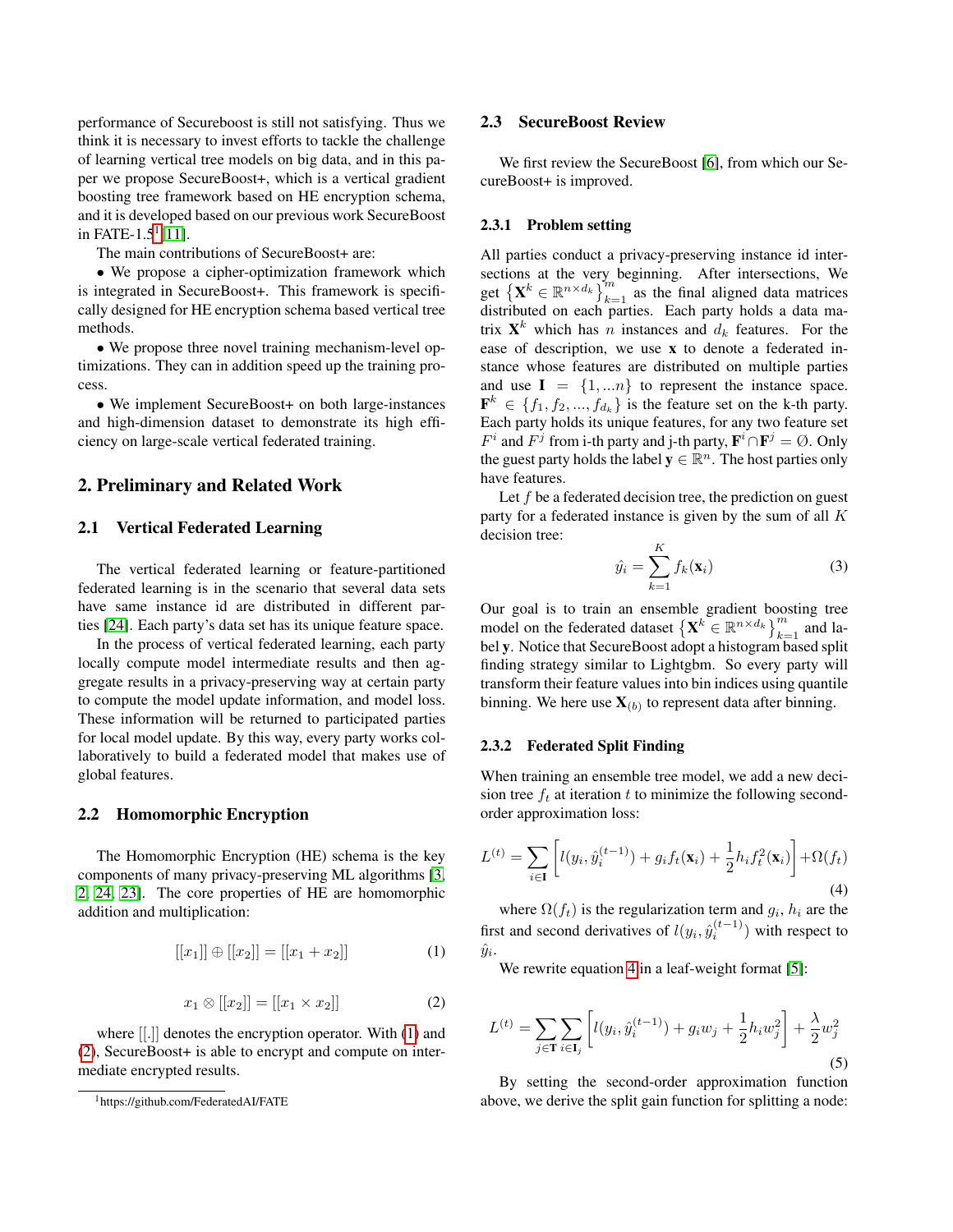performance of Secureboost is still not satisfying. Thus we think it is necessary to invest efforts to tackle the challenge of learning vertical tree models on big data, and in this paper we propose SecureBoost+, which is a vertical gradient boosting tree framework based on HE encryption schema, and it is developed based on our previous work SecureBoost in FATE-1.5[1] [11].

The main contributions of SecureBoost+ are:

• We propose a cipher-optimization framework which is integrated in SecureBoost+. This framework is specifically designed for HE encryption schema based vertical tree methods.

• We propose three novel training mechanism-level optimizations. They can in addition speed up the training process.

• We implement SecureBoost+ on both large-instances and high-dimension dataset to demonstrate its high efficiency on large-scale vertical federated training.

## 2. Preliminary and Related Work

### 2.1 Vertical Federated Learning

The vertical federated learning or feature-partitioned federated learning is in the scenario that several data sets have same instance id are distributed in different parties [24]. Each party's data set has its unique feature space.

In the process of vertical federated learning, each party locally compute model intermediate results and then aggregate results in a privacy-preserving way at certain party to compute the model update information, and model loss. These information will be returned to participated parties for local model update. By this way, every party works collaboratively to build a federated model that makes use of global features.

### 2.2 Homomorphic Encryption

The Homomorphic Encryption (HE) schema is the key components of many privacy-preserving ML algorithms [3, 2, 24, 23]. The core properties of HE are homomorphic addition and multiplication:

$$[[x_1]] \oplus [[x_2]] = [[x_1 + x_2]] \tag{1}$$

$$x_1 \otimes [[x_2]] = [[x_1 \times x_2]] \tag{2}$$

where $[[.]]$ denotes the encryption operator. With (1) and (2), SecureBoost+ is able to encrypt and compute on intermediate encrypted results.

[1] https://github.com/FederatedAI/FATE

### 2.3 SecureBoost Review

We first review the SecureBoost [6], from which our SecureBoost+ is improved.

#### 2.3.1 Problem setting

All parties conduct a privacy-preserving instance id intersections at the very beginning. After intersections, We get $\left\{\mathbf{X}^k \in \mathbb{R}^{n \times d_k}\right\}_{k=1}^{m}$ as the final aligned data matrices distributed on each parties. Each party holds a data matrix $\mathbf{X}^k$ which has $n$ instances and $d_k$ features. For the ease of description, we use $\mathbf{x}$ to denote a federated instance whose features are distributed on multiple parties and use $\mathbf{I} = \{1, ...n\}$ to represent the instance space. $\mathbf{F}^k \in \{f_1, f_2, ..., f_{d_k}\}$ is the feature set on the k-th party. Each party holds its unique features, for any two feature set $F^i$ and $F^j$ from i-th party and j-th party, $\mathbf{F}^i \cap \mathbf{F}^j = \emptyset$. Only the guest party holds the label $\mathbf{y} \in \mathbb{R}^n$. The host parties only have features.

Let $f$ be a federated decision tree, the prediction on guest party for a federated instance is given by the sum of all $K$ decision tree:

$$\hat{y}_i = \sum_{k=1}^{K} f_k(\mathbf{x}_i) \tag{3}$$

Our goal is to train an ensemble gradient boosting tree model on the federated dataset $\left\{\mathbf{X}^k \in \mathbb{R}^{n \times d_k}\right\}_{k=1}^{m}$ and label $\mathbf{y}$. Notice that SecureBoost adopt a histogram based split finding strategy similar to Lightgbm. So every party will transform their feature values into bin indices using quantile binning. We here use $\mathbf{X}_{(b)}$ to represent data after binning.

#### 2.3.2 Federated Split Finding

When training an ensemble tree model, we add a new decision tree $f_t$ at iteration $t$ to minimize the following second-order approximation loss:

$$L^{(t)} = \sum_{i \in \mathbf{I}} \left[ l(y_i, \hat{y}_i^{(t-1)}) + g_i f_t(\mathbf{x}_i) + \frac{1}{2} h_i f_t^2(\mathbf{x}_i) \right] + \Omega(f_t) \tag{4}$$

where $\Omega(f_t)$ is the regularization term and $g_i$, $h_i$ are the first and second derivatives of $l(y_i, \hat{y}_i^{(t-1)})$ with respect to $\hat{y}_i$.

We rewrite equation 4 in a leaf-weight format [5]:

$$L^{(t)} = \sum_{j \in \mathbf{T}} \sum_{i \in \mathbf{I}_j} \left[ l(y_i, \hat{y}_i^{(t-1)}) + g_i w_j + \frac{1}{2} h_i w_j^2 \right] + \frac{\lambda}{2} w_j^2 \tag{5}$$

By setting the second-order approximation function above, we derive the split gain function for splitting a node: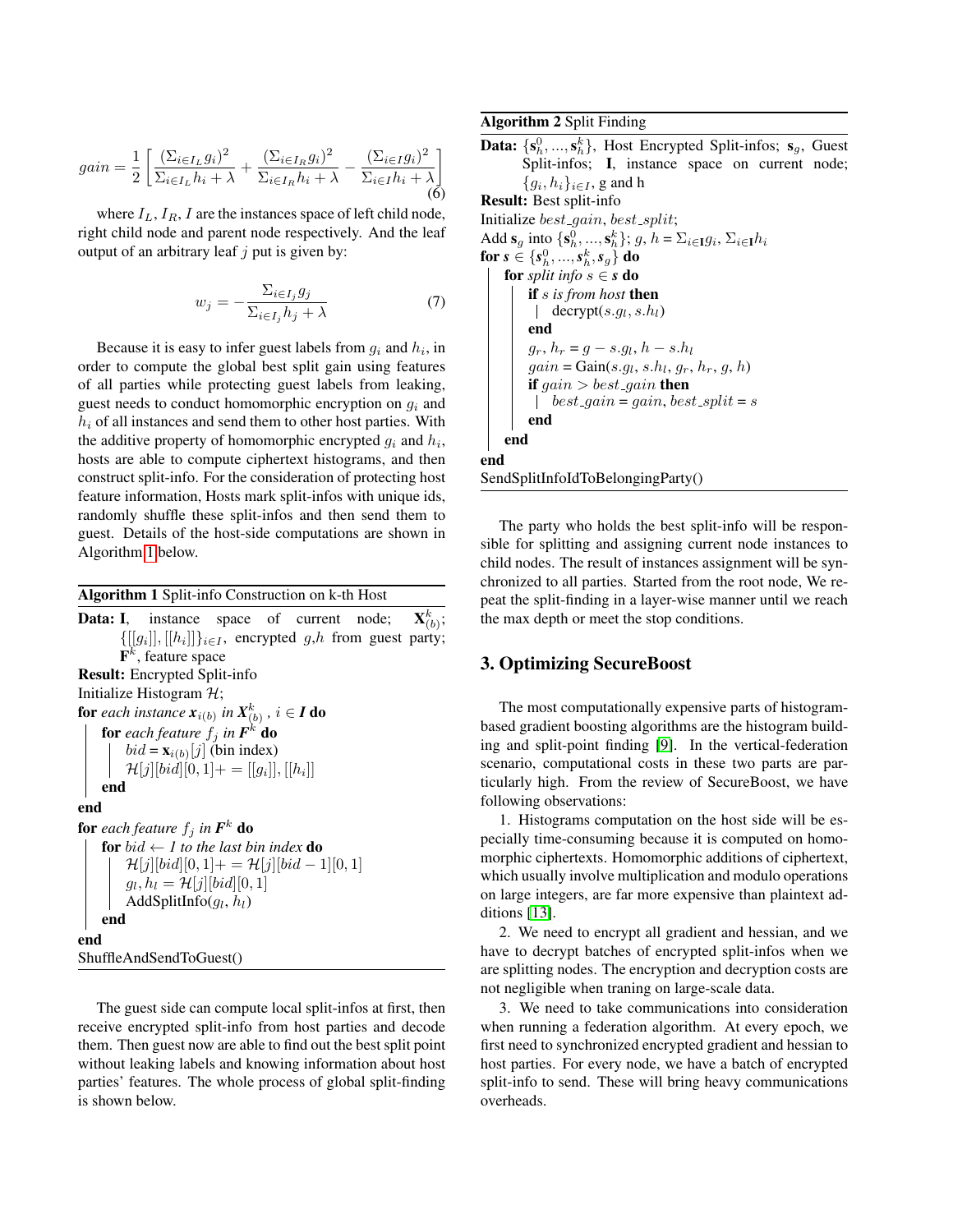$$gain = \frac{1}{2}\left[\frac{(\Sigma_{i\in I_L} g_i)^2}{\Sigma_{i\in I_L} h_i + \lambda} + \frac{(\Sigma_{i\in I_R} g_i)^2}{\Sigma_{i\in I_R} h_i + \lambda} - \frac{(\Sigma_{i\in I} g_i)^2}{\Sigma_{i\in I} h_i + \lambda}\right] \tag{6}$$

where $I_L, I_R, I$ are the instances space of left child node, right child node and parent node respectively. And the leaf output of an arbitrary leaf $j$ put is given by:

$$w_j = -\frac{\Sigma_{i\in I_j} g_j}{\Sigma_{i\in I_j} h_j + \lambda} \tag{7}$$

Because it is easy to infer guest labels from $g_i$ and $h_i$, in order to compute the global best split gain using features of all parties while protecting guest labels from leaking, guest needs to conduct homomorphic encryption on $g_i$ and $h_i$ of all instances and send them to other host parties. With the additive property of homomorphic encrypted $g_i$ and $h_i$, hosts are able to compute ciphertext histograms, and then construct split-info. For the consideration of protecting host feature information, Hosts mark split-infos with unique ids, randomly shuffle these split-infos and then send them to guest. Details of the host-side computations are shown in Algorithm 1 below.

**Algorithm 1** Split-info Construction on k-th Host

**Data:** **I**, instance space of current node; $\mathbf{X}^k_{(b)}$; $\{[[g_i]], [[h_i]]\}_{i\in I}$, encrypted $g$,$h$ from guest party; $\mathbf{F}^k$, feature space
**Result:** Encrypted Split-info
Initialize Histogram $\mathcal{H}$;
**for** *each instance* $\boldsymbol{x}_{i(b)}$ *in* $\boldsymbol{X}^k_{(b)}$ , $i \in \boldsymbol{I}$ **do**
  **for** *each feature* $f_j$ *in* $\boldsymbol{F}^k$ **do**
    $bid = \mathbf{x}_{i(b)}[j]$ (bin index)
    $\mathcal{H}[j][bid][0,1] += [[g_i]], [[h_i]]$
  **end**
**end**
**for** *each feature* $f_j$ *in* $\boldsymbol{F}^k$ **do**
  **for** $bid \leftarrow$ *1 to the last bin index* **do**
    $\mathcal{H}[j][bid][0,1] += \mathcal{H}[j][bid-1][0,1]$
    $g_l, h_l = \mathcal{H}[j][bid][0,1]$
    AddSplitInfo($g_l$, $h_l$)
  **end**
**end**
ShuffleAndSendToGuest()

The guest side can compute local split-infos at first, then receive encrypted split-info from host parties and decode them. Then guest now are able to find out the best split point without leaking labels and knowing information about host parties' features. The whole process of global split-finding is shown below.

**Algorithm 2** Split Finding

**Data:** $\{\mathbf{s}^0_h, ..., \mathbf{s}^k_h\}$, Host Encrypted Split-infos; $\mathbf{s}_g$, Guest Split-infos; **I**, instance space on current node; $\{g_i, h_i\}_{i\in I}$, g and h
**Result:** Best split-info
Initialize $best\_gain$, $best\_split$;
Add $\mathbf{s}_g$ into $\{\mathbf{s}^0_h, ..., \mathbf{s}^k_h\}$; $g$, $h$ = $\Sigma_{i\in\mathbf{I}} g_i$, $\Sigma_{i\in\mathbf{I}} h_i$
**for** $s \in \{\boldsymbol{s}^0_h, ..., \boldsymbol{s}^k_h, \boldsymbol{s}_g\}$ **do**
  **for** *split info* $s \in \boldsymbol{s}$ **do**
    **if** *s is from host* **then**
      decrypt($s.g_l, s.h_l$)
    **end**
    $g_r, h_r = g - s.g_l, h - s.h_l$
    $gain$ = Gain($s.g_l, s.h_l, g_r, h_r, g, h$)
    **if** $gain > best\_gain$ **then**
      $best\_gain = gain, best\_split = s$
    **end**
  **end**
**end**
SendSplitInfoIdToBelongingParty()

The party who holds the best split-info will be responsible for splitting and assigning current node instances to child nodes. The result of instances assignment will be synchronized to all parties. Started from the root node, We repeat the split-finding in a layer-wise manner until we reach the max depth or meet the stop conditions.

## 3. Optimizing SecureBoost

The most computationally expensive parts of histogram-based gradient boosting algorithms are the histogram building and split-point finding [9]. In the vertical-federation scenario, computational costs in these two parts are particularly high. From the review of SecureBoost, we have following observations:

1. Histograms computation on the host side will be especially time-consuming because it is computed on homomorphic ciphertexts. Homomorphic additions of ciphertext, which usually involve multiplication and modulo operations on large integers, are far more expensive than plaintext additions [13].

2. We need to encrypt all gradient and hessian, and we have to decrypt batches of encrypted split-infos when we are splitting nodes. The encryption and decryption costs are not negligible when traning on large-scale data.

3. We need to take communications into consideration when running a federation algorithm. At every epoch, we first need to synchronized encrypted gradient and hessian to host parties. For every node, we have a batch of encrypted split-info to send. These will bring heavy communications overheads.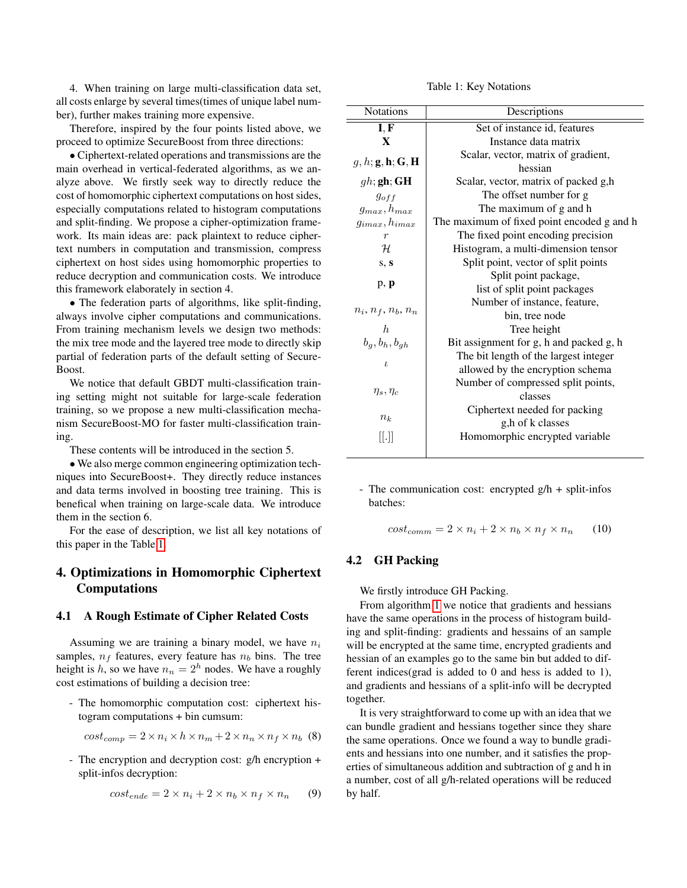4. When training on large multi-classification data set, all costs enlarge by several times(times of unique label number), further makes training more expensive.

Therefore, inspired by the four points listed above, we proceed to optimize SecureBoost from three directions:

• Ciphertext-related operations and transmissions are the main overhead in vertical-federated algorithms, as we analyze above. We firstly seek way to directly reduce the cost of homomorphic ciphertext computations on host sides, especially computations related to histogram computations and split-finding. We propose a cipher-optimization framework. Its main ideas are: pack plaintext to reduce ciphertext numbers in computation and transmission, compress ciphertext on host sides using homomorphic properties to reduce decryption and communication costs. We introduce this framework elaborately in section 4.

• The federation parts of algorithms, like split-finding, always involve cipher computations and communications. From training mechanism levels we design two methods: the mix tree mode and the layered tree mode to directly skip partial of federation parts of the default setting of SecureBoost.

We notice that default GBDT multi-classification training setting might not suitable for large-scale federation training, so we propose a new multi-classification mechanism SecureBoost-MO for faster multi-classification training.

These contents will be introduced in the section 5.

• We also merge common engineering optimization techniques into SecureBoost+. They directly reduce instances and data terms involved in boosting tree training. This is benefical when training on large-scale data. We introduce them in the section 6.

For the ease of description, we list all key notations of this paper in the Table 1.

Table 1: Key Notations

| Notations | Descriptions |
|---|---|
| **I**, **F** | Set of instance id, features |
| **X** | Instance data matrix |
| $g, h$; **g**, **h**; **G**, **H** | Scalar, vector, matrix of gradient, hessian |
| $gh$; **gh**; **GH** | Scalar, vector, matrix of packed g,h |
| $g_{off}$ | The offset number for g |
| $g_{max}, h_{max}$ | The maximum of g and h |
| $g_{imax}, h_{imax}$ | The maximum of fixed point encoded g and h |
| $r$ | The fixed point encoding precision |
| $\mathcal{H}$ | Histogram, a multi-dimension tensor |
| s, **s** | Split point, vector of split points |
| p, **p** | Split point package, list of split point packages |
| $n_i, n_f, n_b, n_n$ | Number of instance, feature, bin, tree node |
| $h$ | Tree height |
| $b_g, b_h, b_{gh}$ | Bit assignment for g, h and packed g, h |
| $\iota$ | The bit length of the largest integer allowed by the encryption schema |
| $\eta_s, \eta_c$ | Number of compressed split points, classes |
| $n_k$ | Ciphertext needed for packing g,h of k classes |
| $[[.]]$ | Homomorphic encrypted variable |

# 4. Optimizations in Homomorphic Ciphertext Computations

## 4.1 A Rough Estimate of Cipher Related Costs

Assuming we are training a binary model, we have $n_i$ samples, $n_f$ features, every feature has $n_b$ bins. The tree height is $h$, so we have $n_n = 2^h$ nodes. We have a roughly cost estimations of building a decision tree:

- The homomorphic computation cost: ciphertext histogram computations + bin cumsum:

$$cost_{comp} = 2 \times n_i \times h \times n_m + 2 \times n_n \times n_f \times n_b \quad (8)$$

- The encryption and decryption cost: g/h encryption + split-infos decryption:

$$cost_{ende} = 2 \times n_i + 2 \times n_b \times n_f \times n_n \quad (9)$$

- The communication cost: encrypted g/h + split-infos batches:

$$cost_{comm} = 2 \times n_i + 2 \times n_b \times n_f \times n_n \quad (10)$$

## 4.2 GH Packing

We firstly introduce GH Packing.

From algorithm 1 we notice that gradients and hessians have the same operations in the process of histogram building and split-finding: gradients and hessains of a sample will be encrypted at the same time, encrypted gradients and hessian of an examples go to the same bin but added to different indices(grad is added to 0 and hess is added to 1), and gradients and hessians of a split-info will be decrypted together.

It is very straightforward to come up with an idea that we can bundle gradient and hessians together since they share the same operations. Once we found a way to bundle gradients and hessians into one number, and it satisfies the properties of simultaneous addition and subtraction of g and h in a number, cost of all g/h-related operations will be reduced by half.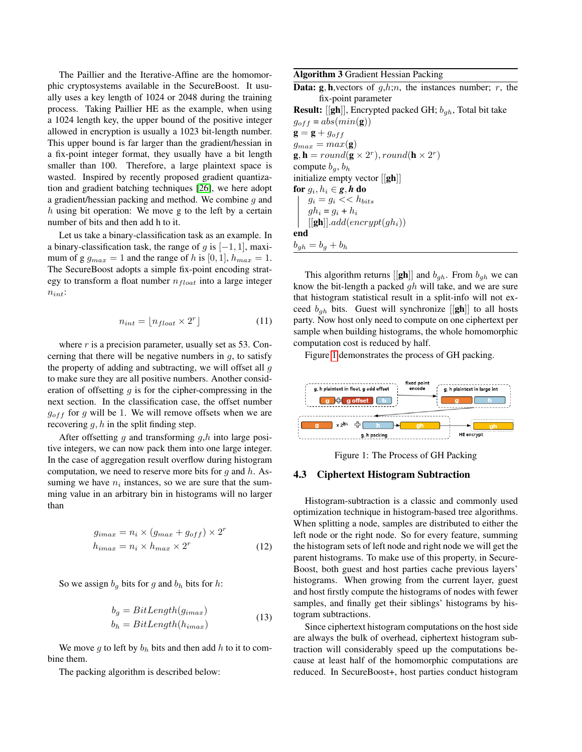The Paillier and the Iterative-Affine are the homomorphic cryptosystems available in the SecureBoost. It usually uses a key length of 1024 or 2048 during the training process. Taking Paillier HE as the example, when using a 1024 length key, the upper bound of the positive integer allowed in encryption is usually a 1023 bit-length number. This upper bound is far larger than the gradient/hessian in a fix-point integer format, they usually have a bit length smaller than 100. Therefore, a large plaintext space is wasted. Inspired by recently proposed gradient quantization and gradient batching techniques [26], we here adopt a gradient/hessian packing and method. We combine $g$ and $h$ using bit operation: We move g to the left by a certain number of bits and then add h to it.

Let us take a binary-classification task as an example. In a binary-classification task, the range of $g$ is $[-1, 1]$, maximum of g $g_{max} = 1$ and the range of $h$ is $[0, 1]$, $h_{max} = 1$. The SecureBoost adopts a simple fix-point encoding strategy to transform a float number $n_{float}$ into a large integer $n_{int}$:

$$n_{int} = \lfloor n_{float} \times 2^r \rfloor \tag{11}$$

where $r$ is a precision parameter, usually set as 53. Concerning that there will be negative numbers in $g$, to satisfy the property of adding and subtracting, we will offset all $g$ to make sure they are all positive numbers. Another consideration of offsetting $g$ is for the cipher-compressing in the next section. In the classification case, the offset number $g_{off}$ for $g$ will be 1. We will remove offsets when we are recovering $g, h$ in the split finding step.

After offsetting $g$ and transforming $g$,$h$ into large positive integers, we can now pack them into one large integer. In the case of aggregation result overflow during histogram computation, we need to reserve more bits for $g$ and $h$. Assuming we have $n_i$ instances, so we are sure that the summing value in an arbitrary bin in histograms will no larger than

$$\begin{aligned} g_{imax} &= n_i \times (g_{max} + g_{off}) \times 2^r \\ h_{imax} &= n_i \times h_{max} \times 2^r \end{aligned} \tag{12}$$

So we assign $b_g$ bits for $g$ and $b_h$ bits for $h$:

$$\begin{aligned} b_g &= BitLength(g_{imax}) \\ b_h &= BitLength(h_{imax}) \end{aligned} \tag{13}$$

We move $g$ to left by $b_h$ bits and then add $h$ to it to combine them.

The packing algorithm is described below:

**Algorithm 3** Gradient Hessian Packing

**Data:** **g**, **h**,vectors of $g$,$h$;$n$, the instances number; $r$, the fix-point parameter
**Result:** [[**gh**]], Encrypted packed GH; $b_{gh}$, Total bit take

```
g_off = abs(min(g))
g = g + g_off
g_max = max(g)
g, h = round(g × 2^r), round(h × 2^r)
compute b_g, b_h
initialize empty vector [[gh]]
for g_i, h_i ∈ g, h do
    g_i = g_i << h_bits
    gh_i = g_i + h_i
    [[gh]].add(encrypt(gh_i))
end
b_gh = b_g + b_h
```

This algorithm returns [[**gh**]] and $b_{gh}$. From $b_{gh}$ we can know the bit-length a packed $gh$ will take, and we are sure that histogram statistical result in a split-info will not exceed $b_{gh}$ bits. Guest will synchronize [[**gh**]] to all hosts party. Now host only need to compute on one ciphertext per sample when building histograms, the whole homomorphic computation cost is reduced by half.

Figure 1 demonstrates the process of GH packing.

g, h plaintext in float, g add offset
g
g offset
h
fixed point encode
g, h plaintext in large int
g
h
g
x 2^bh
h
gh
g, h packing
HE encrypt
gh

Figure 1: The Process of GH Packing

## 4.3 Ciphertext Histogram Subtraction

Histogram-subtraction is a classic and commonly used optimization technique in histogram-based tree algorithms. When splitting a node, samples are distributed to either the left node or the right node. So for every feature, summing the histogram sets of left node and right node we will get the parent histograms. To make use of this property, in SecureBoost, both guest and host parties cache previous layers' histograms. When growing from the current layer, guest and host firstly compute the histograms of nodes with fewer samples, and finally get their siblings' histograms by histogram subtractions.

Since ciphertext histogram computations on the host side are always the bulk of overhead, ciphertext histogram subtraction will considerably speed up the computations because at least half of the homomorphic computations are reduced. In SecureBoost+, host parties conduct histogram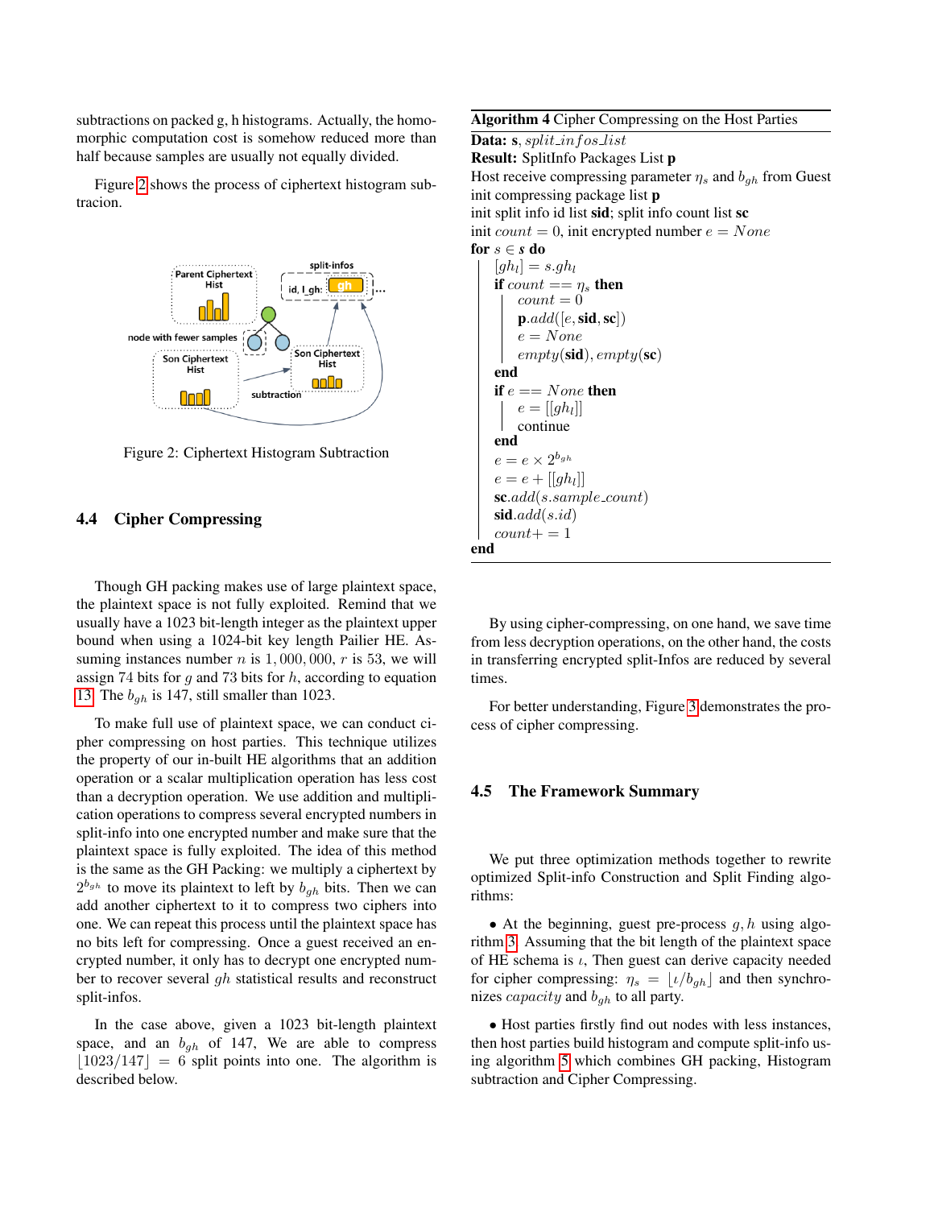subtractions on packed g, h histograms. Actually, the homomorphic computation cost is somehow reduced more than half because samples are usually not equally divided.

Figure 2 shows the process of ciphertext histogram subtracion.

Parent Ciphertext Hist

split-infos

id, l_gh: gh ...

node with fewer samples

Son Ciphertext Hist

Son Ciphertext Hist

subtraction

Figure 2: Ciphertext Histogram Subtraction

### 4.4 Cipher Compressing

Though GH packing makes use of large plaintext space, the plaintext space is not fully exploited. Remind that we usually have a 1023 bit-length integer as the plaintext upper bound when using a 1024-bit key length Pailier HE. Assuming instances number $n$ is $1,000,000$, $r$ is 53, we will assign 74 bits for $g$ and 73 bits for $h$, according to equation 13. The $b_{gh}$ is 147, still smaller than 1023.

To make full use of plaintext space, we can conduct cipher compressing on host parties. This technique utilizes the property of our in-built HE algorithms that an addition operation or a scalar multiplication operation has less cost than a decryption operation. We use addition and multiplication operations to compress several encrypted numbers in split-info into one encrypted number and make sure that the plaintext space is fully exploited. The idea of this method is the same as the GH Packing: we multiply a ciphertext by $2^{b_{gh}}$ to move its plaintext to left by $b_{gh}$ bits. Then we can add another ciphertext to it to compress two ciphers into one. We can repeat this process until the plaintext space has no bits left for compressing. Once a guest received an encrypted number, it only has to decrypt one encrypted number to recover several $gh$ statistical results and reconstruct split-infos.

In the case above, given a 1023 bit-length plaintext space, and an $b_{gh}$ of 147, We are able to compress $\lfloor 1023/147 \rfloor = 6$ split points into one. The algorithm is described below.

**Algorithm 4** Cipher Compressing on the Host Parties

**Data:** **s**, $split\_infos\_list$
**Result:** SplitInfo Packages List **p**
Host receive compressing parameter $\eta_s$ and $b_{gh}$ from Guest
init compressing package list **p**
init split info id list **sid**; split info count list **sc**
init $count = 0$, init encrypted number $e = None$
**for** $s \in \boldsymbol{s}$ **do**
  $[gh_l] = s.gh_l$
  **if** $count == \eta_s$ **then**
    $count = 0$
    $\mathbf{p}.add([e, \mathbf{sid}, \mathbf{sc}])$
    $e = None$
    $empty(\mathbf{sid}), empty(\mathbf{sc})$
  **end**
  **if** $e == None$ **then**
    $e = [[gh_l]]$
    continue
  **end**
  $e = e \times 2^{b_{gh}}$
  $e = e + [[gh_l]]$
  $\mathbf{sc}.add(s.sample\_count)$
  $\mathbf{sid}.add(s.id)$
  $count + = 1$
**end**

By using cipher-compressing, on one hand, we save time from less decryption operations, on the other hand, the costs in transferring encrypted split-Infos are reduced by several times.

For better understanding, Figure 3 demonstrates the process of cipher compressing.

### 4.5 The Framework Summary

We put three optimization methods together to rewrite optimized Split-info Construction and Split Finding algorithms:

- At the beginning, guest pre-process $g, h$ using algorithm 3. Assuming that the bit length of the plaintext space of HE schema is $\iota$, Then guest can derive capacity needed for cipher compressing: $\eta_s = \lfloor \iota / b_{gh} \rfloor$ and then synchronizes $capacity$ and $b_{gh}$ to all party.

- Host parties firstly find out nodes with less instances, then host parties build histogram and compute split-info using algorithm 5 which combines GH packing, Histogram subtraction and Cipher Compressing.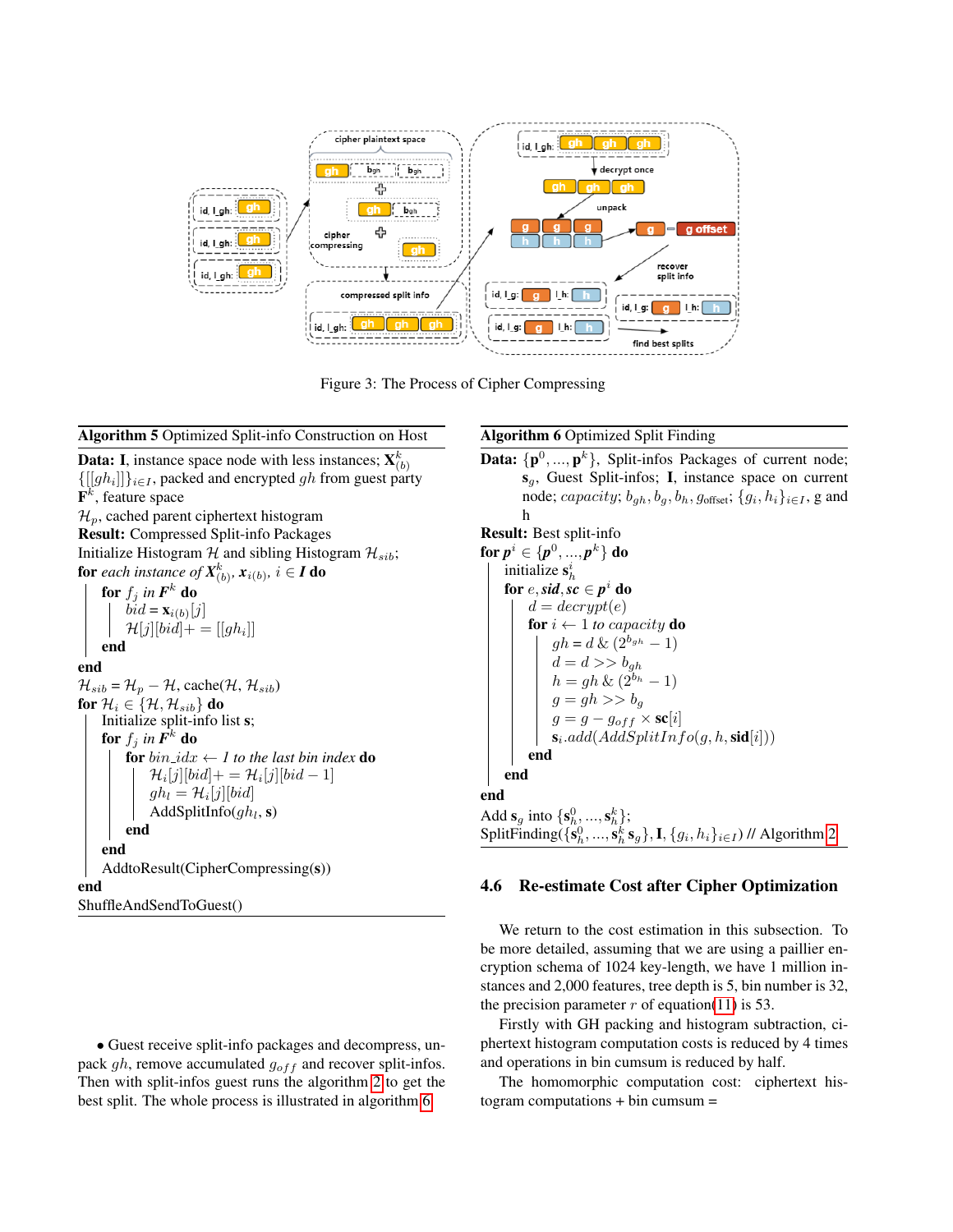cipher plaintext space

id, I_gh: gh

id, I_gh: gh

id, I_gh: gh

gh $b_{gh}$ $b_{gh}$

gh $b_{gh}$

cipher compressing

gh

compressed split info

id, I_gh: gh gh gh

id, I_gh: gh gh gh

decrypt once

gh gh gh

unpack

g g g

h h h

g g offset

recover split info

id, I_g: g I_h: h

id, I_g: g I_h: h

id, I_g: g I_h: h

find best splits

Figure 3: The Process of Cipher Compressing

**Algorithm 5** Optimized Split-info Construction on Host

**Data:** **I**, instance space node with less instances; $\mathbf{X}^k_{(b)}$
$\{[[gh_i]]\}_{i \in I}$, packed and encrypted $gh$ from guest party
$\mathbf{F}^k$, feature space
$\mathcal{H}_p$, cached parent ciphertext histogram
**Result:** Compressed Split-info Packages

```
Initialize Histogram H and sibling Histogram H_sib;
for each instance of X^k_(b), x_i(b), i ∈ I do
    for f_j in F^k do
        bid = x_i(b)[j]
        H[j][bid] += [[gh_i]]
    end
end
H_sib = H_p − H, cache(H, H_sib)
for H_i ∈ {H, H_sib} do
    Initialize split-info list s;
    for f_j in F^k do
        for bin_idx ← 1 to the last bin index do
            H_i[j][bid] += H_i[j][bid − 1]
            gh_l = H_i[j][bid]
            AddSplitInfo(gh_l, s)
        end
    end
    AddtoResult(CipherCompressing(s))
end
ShuffleAndSendToGuest()
```

- Guest receive split-info packages and decompress, unpack $gh$, remove accumulated $g_{off}$ and recover split-infos. Then with split-infos guest runs the algorithm 2 to get the best split. The whole process is illustrated in algorithm 6

**Algorithm 6** Optimized Split Finding

**Data:** $\{\mathbf{p}^0, ..., \mathbf{p}^k\}$, Split-infos Packages of current node; $\mathbf{s}_g$, Guest Split-infos; **I**, instance space on current node; $capacity$; $b_{gh}, b_g, b_h, g_{\text{offset}}$; $\{g_i, h_i\}_{i \in I}$, g and h
**Result:** Best split-info

```
for p^i ∈ {p^0, ..., p^k} do
    initialize s^i_h
    for e, sid, sc ∈ p^i do
        d = decrypt(e)
        for i ← 1 to capacity do
            gh = d & (2^{b_gh} − 1)
            d = d >> b_gh
            h = gh & (2^{b_h} − 1)
            g = gh >> b_g
            g = g − g_off × sc[i]
            s_i.add(AddSplitInfo(g, h, sid[i]))
        end
    end
end
Add s_g into {s^0_h, ..., s^k_h};
SplitFinding({s^0_h, ..., s^k_h s_g}, I, {g_i, h_i}_{i∈I}) // Algorithm 2
```

## 4.6 Re-estimate Cost after Cipher Optimization

We return to the cost estimation in this subsection. To be more detailed, assuming that we are using a paillier encryption schema of 1024 key-length, we have 1 million instances and 2,000 features, tree depth is 5, bin number is 32, the precision parameter $r$ of equation(11) is 53.

Firstly with GH packing and histogram subtraction, ciphertext histogram computation costs is reduced by 4 times and operations in bin cumsum is reduced by half.

The homomorphic computation cost: ciphertext histogram computations + bin cumsum =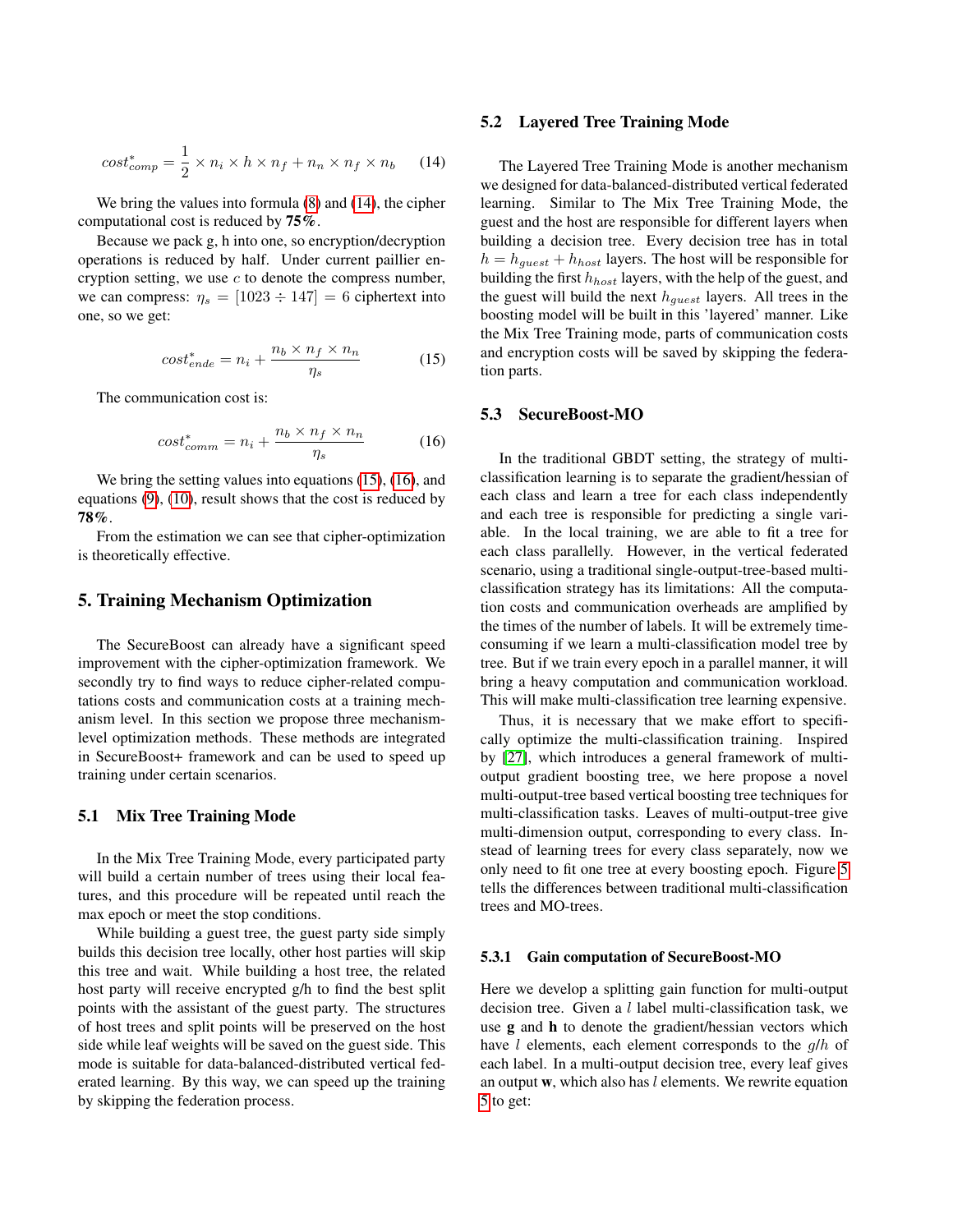$$cost^*_{comp} = \frac{1}{2} \times n_i \times h \times n_f + n_n \times n_f \times n_b \quad (14)$$

We bring the values into formula (8) and (14), the cipher computational cost is reduced by **75%**.

Because we pack g, h into one, so encryption/decryption operations is reduced by half. Under current paillier encryption setting, we use $c$ to denote the compress number, we can compress: $\eta_s = [1023 \div 147] = 6$ ciphertext into one, so we get:

$$cost^*_{ende} = n_i + \frac{n_b \times n_f \times n_n}{\eta_s} \quad (15)$$

The communication cost is:

$$cost^*_{comm} = n_i + \frac{n_b \times n_f \times n_n}{\eta_s} \quad (16)$$

We bring the setting values into equations (15), (16), and equations (9), (10), result shows that the cost is reduced by **78%**.

From the estimation we can see that cipher-optimization is theoretically effective.

## 5. Training Mechanism Optimization

The SecureBoost can already have a significant speed improvement with the cipher-optimization framework. We secondly try to find ways to reduce cipher-related computations costs and communication costs at a training mechanism level. In this section we propose three mechanism-level optimization methods. These methods are integrated in SecureBoost+ framework and can be used to speed up training under certain scenarios.

### 5.1 Mix Tree Training Mode

In the Mix Tree Training Mode, every participated party will build a certain number of trees using their local features, and this procedure will be repeated until reach the max epoch or meet the stop conditions.

While building a guest tree, the guest party side simply builds this decision tree locally, other host parties will skip this tree and wait. While building a host tree, the related host party will receive encrypted g/h to find the best split points with the assistant of the guest party. The structures of host trees and split points will be preserved on the host side while leaf weights will be saved on the guest side. This mode is suitable for data-balanced-distributed vertical federated learning. By this way, we can speed up the training by skipping the federation process.

### 5.2 Layered Tree Training Mode

The Layered Tree Training Mode is another mechanism we designed for data-balanced-distributed vertical federated learning. Similar to The Mix Tree Training Mode, the guest and the host are responsible for different layers when building a decision tree. Every decision tree has in total $h = h_{guest} + h_{host}$ layers. The host will be responsible for building the first $h_{host}$ layers, with the help of the guest, and the guest will build the next $h_{guest}$ layers. All trees in the boosting model will be built in this 'layered' manner. Like the Mix Tree Training mode, parts of communication costs and encryption costs will be saved by skipping the federation parts.

### 5.3 SecureBoost-MO

In the traditional GBDT setting, the strategy of multi-classification learning is to separate the gradient/hessian of each class and learn a tree for each class independently and each tree is responsible for predicting a single variable. In the local training, we are able to fit a tree for each class parallelly. However, in the vertical federated scenario, using a traditional single-output-tree-based multi-classification strategy has its limitations: All the computation costs and communication overheads are amplified by the times of the number of labels. It will be extremely time-consuming if we learn a multi-classification model tree by tree. But if we train every epoch in a parallel manner, it will bring a heavy computation and communication workload. This will make multi-classification tree learning expensive.

Thus, it is necessary that we make effort to specifically optimize the multi-classification training. Inspired by [27], which introduces a general framework of multi-output gradient boosting tree, we here propose a novel multi-output-tree based vertical boosting tree techniques for multi-classification tasks. Leaves of multi-output-tree give multi-dimension output, corresponding to every class. Instead of learning trees for every class separately, now we only need to fit one tree at every boosting epoch. Figure 5 tells the differences between traditional multi-classification trees and MO-trees.

#### 5.3.1 Gain computation of SecureBoost-MO

Here we develop a splitting gain function for multi-output decision tree. Given a $l$ label multi-classification task, we use $\mathbf{g}$ and $\mathbf{h}$ to denote the gradient/hessian vectors which have $l$ elements, each element corresponds to the $g/h$ of each label. In a multi-output decision tree, every leaf gives an output $\mathbf{w}$, which also has $l$ elements. We rewrite equation 5 to get: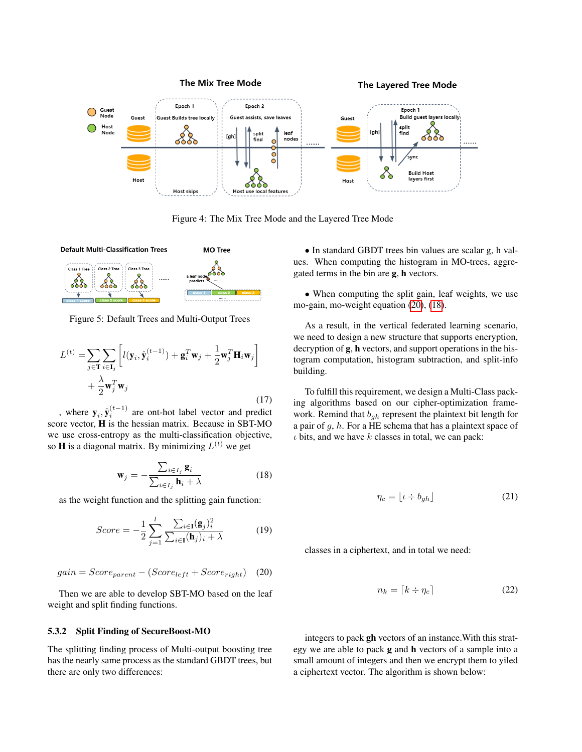The Mix Tree Mode

The Layered Tree Mode

Guest Node

Host Node

Guest

Host

Epoch 1

Guest Builds tree locally

Host skips

Epoch 2

Guest assists, save leaves

[gh]

split find

leaf nodes

Host use local features

......

Guest

Host

Epoch 1

Build guest layers locally

[gh]

split find

sync

Build Host layers first

......

Figure 4: The Mix Tree Mode and the Layered Tree Mode

Default Multi-Classification Trees

Class 1 Tree

Class 2 Tree

Class 3 Tree

......

class 1 score

class 2 score

class 3 score

MO Tree

a leaf node predicts

class 1

class 2

class 3

Figure 5: Default Trees and Multi-Output Trees

$$L^{(t)} = \sum_{j \in \mathbf{T}} \sum_{i \in \mathbf{I}_j} \left[ l(\mathbf{y}_i, \hat{\mathbf{y}}_i^{(t-1)}) + \mathbf{g}_i^T \mathbf{w}_j + \frac{1}{2} \mathbf{w}_j^T \mathbf{H}_i \mathbf{w}_j \right] + \frac{\lambda}{2} \mathbf{w}_j^T \mathbf{w}_j \tag{17}$$

, where $\mathbf{y}_i, \hat{\mathbf{y}}_i^{(t-1)}$ are ont-hot label vector and predict score vector, $\mathbf{H}$ is the hessian matrix. Because in SBT-MO we use cross-entropy as the multi-classification objective, so $\mathbf{H}$ is a diagonal matrix. By minimizing $L^{(t)}$ we get

$$\mathbf{w}_j = -\frac{\sum_{i \in I_j} \mathbf{g}_i}{\sum_{i \in I_j} \mathbf{h}_i + \lambda} \tag{18}$$

as the weight function and the splitting gain function:

$$Score = -\frac{1}{2} \sum_{j=1}^{l} \frac{\sum_{i \in \mathbf{I}} (\mathbf{g}_j)_i^2}{\sum_{i \in \mathbf{I}} (\mathbf{h}_j)_i + \lambda} \tag{19}$$

$$gain = Score_{parent} - (Score_{left} + Score_{right}) \tag{20}$$

Then we are able to develop SBT-MO based on the leaf weight and split finding functions.

### 5.3.2 Split Finding of SecureBoost-MO

The splitting finding process of Multi-output boosting tree has the nearly same process as the standard GBDT trees, but there are only two differences:

- In standard GBDT trees bin values are scalar g, h values. When computing the histogram in MO-trees, aggregated terms in the bin are $\mathbf{g}$, $\mathbf{h}$ vectors.
- When computing the split gain, leaf weights, we use mo-gain, mo-weight equation (20), (18).

As a result, in the vertical federated learning scenario, we need to design a new structure that supports encryption, decryption of $\mathbf{g}$, $\mathbf{h}$ vectors, and support operations in the histogram computation, histogram subtraction, and split-info building.

To fulfill this requirement, we design a Multi-Class packing algorithms based on our cipher-optimization framework. Remind that $b_{gh}$ represent the plaintext bit length for a pair of $g, h$. For a HE schema that has a plaintext space of $\iota$ bits, and we have $k$ classes in total, we can pack:

$$\eta_c = \lfloor \iota \div b_{gh} \rfloor \tag{21}$$

classes in a ciphertext, and in total we need:

$$n_k = \lceil k \div \eta_c \rceil \tag{22}$$

integers to pack **gh** vectors of an instance.With this strategy we are able to pack $\mathbf{g}$ and $\mathbf{h}$ vectors of a sample into a small amount of integers and then we encrypt them to yiled a ciphertext vector. The algorithm is shown below: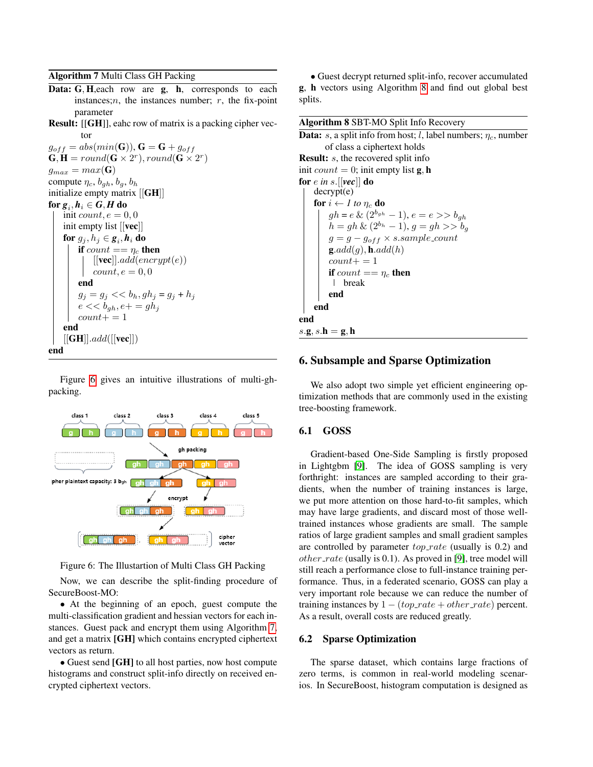**Algorithm 7** Multi Class GH Packing

**Data:** $\mathbf{G}, \mathbf{H}$,each row are $\mathbf{g}$, $\mathbf{h}$, corresponds to each instances;$n$, the instances number; $r$, the fix-point parameter

**Result:** [[**GH**]], eahc row of matrix is a packing cipher vector

$g_{off} = abs(min(\mathbf{G}))$, $\mathbf{G} = \mathbf{G} + g_{off}$
$\mathbf{G}, \mathbf{H} = round(\mathbf{G} \times 2^r), round(\mathbf{G} \times 2^r)$
$g_{max} = max(\mathbf{G})$
compute $\eta_c, b_{gh}, b_g, b_h$
initialize empty matrix [[**GH**]]
**for** $\boldsymbol{g}_i, \boldsymbol{h}_i \in \boldsymbol{G}, \boldsymbol{H}$ **do**
  init $count, e = 0, 0$
  init empty list [[**vec**]]
  **for** $g_j, h_j \in \boldsymbol{g}_i, \boldsymbol{h}_i$ **do**
    **if** $count == \eta_c$ **then**
      $[[\mathbf{vec}]].add(encrypt(e))$
      $count, e = 0, 0$
    **end**
    $g_j = g_j << b_h, gh_j = g_j + h_j$
    $e << b_{gh}, e += gh_j$
    $count += 1$
  **end**
  $[[\mathbf{GH}]].add([[\mathbf{vec}]])$
**end**

Figure 6 gives an intuitive illustrations of multi-gh-packing.

class 1 class 2 class 3 class 4 class 5
g h g h g h g h g h
gh packing
gh gh gh gh gh
pher plaintext capacity: 3 bgh
gh gh gh gh gh
encrypt
gh gh gh gh gh
gh gh gh gh gh
cipher vector

Figure 6: The Illustartion of Multi Class GH Packing

Now, we can describe the split-finding procedure of SecureBoost-MO:

- At the beginning of an epoch, guest compute the multi-classification gradient and hessian vectors for each instances. Guest pack and encrypt them using Algorithm 7, and get a matrix **[GH]** which contains encrypted ciphertext vectors as return.
- Guest send **[GH]** to all host parties, now host compute histograms and construct split-info directly on received encrypted ciphertext vectors.
- Guest decrypt returned split-info, recover accumulated **g**, **h** vectors using Algorithm 8 and find out global best splits.

**Algorithm 8** SBT-MO Split Info Recovery

**Data:** $s$, a split info from host; $l$, label numbers; $\eta_c$, number of class a ciphertext holds

**Result:** $s$, the recovered split info

init $count = 0$; init empty list $\mathbf{g}, \mathbf{h}$
**for** $e$ *in* $s.[[\boldsymbol{vec}]]$ **do**
  decrypt(e)
  **for** $i \leftarrow 1$ *to* $\eta_c$ **do**
    $gh = e \,\&\, (2^{b_{gh}} - 1)$, $e = e >> b_{gh}$
    $h = gh \,\&\, (2^{b_h} - 1)$, $g = gh >> b_g$
    $g = g - g_{off} \times s.sample\_count$
    $\mathbf{g}.add(g), \mathbf{h}.add(h)$
    $count += 1$
    **if** $count == \eta_c$ **then**
      break
    **end**
  **end**
**end**
$s.\mathbf{g}, s.\mathbf{h} = \mathbf{g}, \mathbf{h}$

## 6. Subsample and Sparse Optimization

We also adopt two simple yet efficient engineering optimization methods that are commonly used in the existing tree-boosting framework.

### 6.1 GOSS

Gradient-based One-Side Sampling is firstly proposed in Lightgbm [9]. The idea of GOSS sampling is very forthright: instances are sampled according to their gradients, when the number of training instances is large, we put more attention on those hard-to-fit samples, which may have large gradients, and discard most of those well-trained instances whose gradients are small. The sample ratios of large gradient samples and small gradient samples are controlled by parameter $top\_rate$ (usually is 0.2) and $other\_rate$ (usally is 0.1). As proved in [9], tree model will still reach a performance close to full-instance training performance. Thus, in a federated scenario, GOSS can play a very important role because we can reduce the number of training instances by $1 - (top\_rate + other\_rate)$ percent. As a result, overall costs are reduced greatly.

### 6.2 Sparse Optimization

The sparse dataset, which contains large fractions of zero terms, is common in real-world modeling scenarios. In SecureBoost, histogram computation is designed as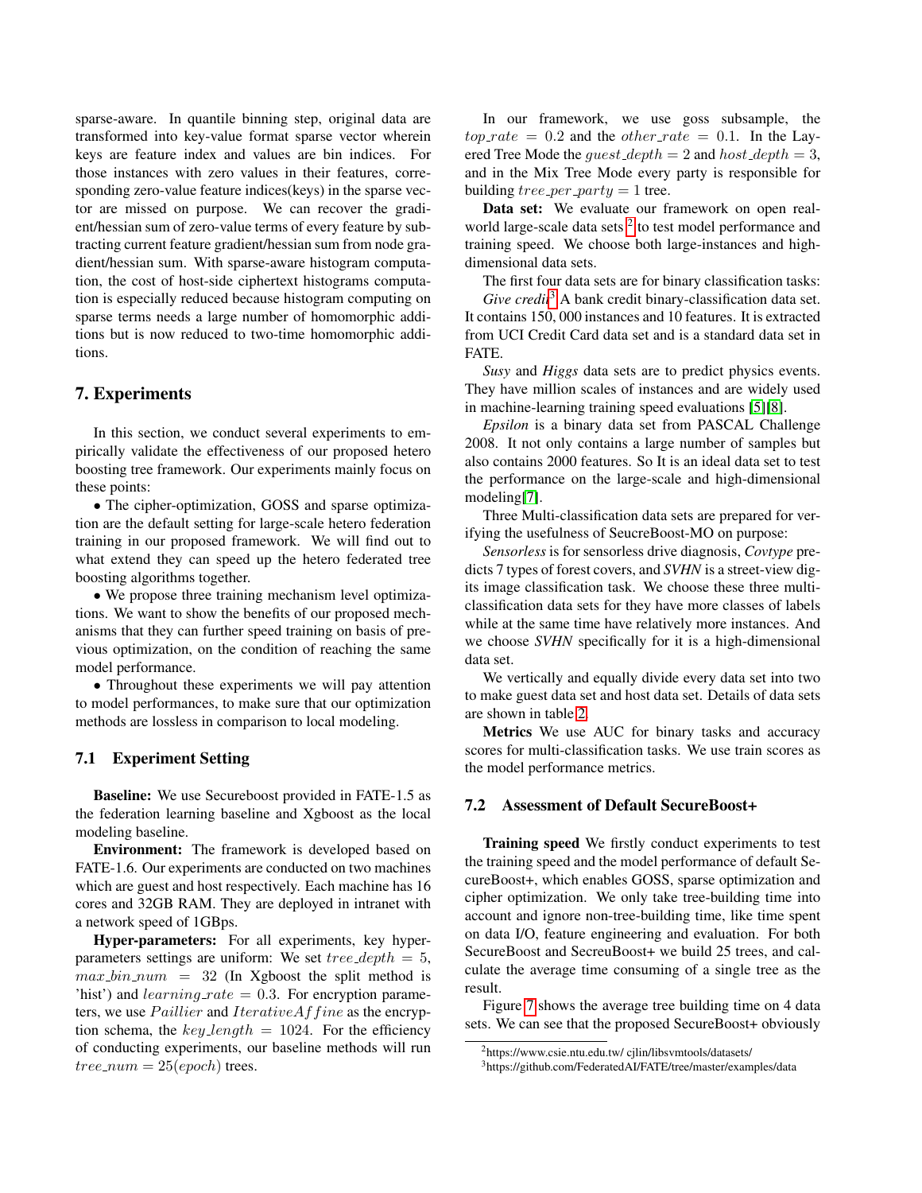sparse-aware. In quantile binning step, original data are transformed into key-value format sparse vector wherein keys are feature index and values are bin indices. For those instances with zero values in their features, corresponding zero-value feature indices(keys) in the sparse vector are missed on purpose. We can recover the gradient/hessian sum of zero-value terms of every feature by subtracting current feature gradient/hessian sum from node gradient/hessian sum. With sparse-aware histogram computation, the cost of host-side ciphertext histograms computation is especially reduced because histogram computing on sparse terms needs a large number of homomorphic additions but is now reduced to two-time homomorphic additions.

## 7. Experiments

In this section, we conduct several experiments to empirically validate the effectiveness of our proposed hetero boosting tree framework. Our experiments mainly focus on these points:

- The cipher-optimization, GOSS and sparse optimization are the default setting for large-scale hetero federation training in our proposed framework. We will find out to what extend they can speed up the hetero federated tree boosting algorithms together.
- We propose three training mechanism level optimizations. We want to show the benefits of our proposed mechanisms that they can further speed training on basis of previous optimization, on the condition of reaching the same model performance.
- Throughout these experiments we will pay attention to model performances, to make sure that our optimization methods are lossless in comparison to local modeling.

### 7.1 Experiment Setting

**Baseline:** We use Secureboost provided in FATE-1.5 as the federation learning baseline and Xgboost as the local modeling baseline.

**Environment:** The framework is developed based on FATE-1.6. Our experiments are conducted on two machines which are guest and host respectively. Each machine has 16 cores and 32GB RAM. They are deployed in intranet with a network speed of 1GBps.

**Hyper-parameters:** For all experiments, key hyper-parameters settings are uniform: We set $tree\_depth = 5$, $max\_bin\_num = 32$ (In Xgboost the split method is 'hist') and $learning\_rate = 0.3$. For encryption parameters, we use $Paillier$ and $IterativeAffine$ as the encryption schema, the $key\_length = 1024$. For the efficiency of conducting experiments, our baseline methods will run $tree\_num = 25(epoch)$ trees.

In our framework, we use goss subsample, the $top\_rate = 0.2$ and the $other\_rate = 0.1$. In the Layered Tree Mode the $guest\_depth = 2$ and $host\_depth = 3$, and in the Mix Tree Mode every party is responsible for building $tree\_per\_party = 1$ tree.

**Data set:** We evaluate our framework on open real-world large-scale data sets [2] to test model performance and training speed. We choose both large-instances and high-dimensional data sets.

The first four data sets are for binary classification tasks:

*Give credit*[3] A bank credit binary-classification data set. It contains 150,000 instances and 10 features. It is extracted from UCI Credit Card data set and is a standard data set in FATE.

*Susy* and *Higgs* data sets are to predict physics events. They have million scales of instances and are widely used in machine-learning training speed evaluations [5][8].

*Epsilon* is a binary data set from PASCAL Challenge 2008. It not only contains a large number of samples but also contains 2000 features. So It is an ideal data set to test the performance on the large-scale and high-dimensional modeling[7].

Three Multi-classification data sets are prepared for verifying the usefulness of SeucreBoost-MO on purpose:

*Sensorless* is for sensorless drive diagnosis, *Covtype* predicts 7 types of forest covers, and *SVHN* is a street-view digits image classification task. We choose these three multi-classification data sets for they have more classes of labels while at the same time have relatively more instances. And we choose *SVHN* specifically for it is a high-dimensional data set.

We vertically and equally divide every data set into two to make guest data set and host data set. Details of data sets are shown in table 2.

**Metrics** We use AUC for binary tasks and accuracy scores for multi-classification tasks. We use train scores as the model performance metrics.

### 7.2 Assessment of Default SecureBoost+

**Training speed** We firstly conduct experiments to test the training speed and the model performance of default SecureBoost+, which enables GOSS, sparse optimization and cipher optimization. We only take tree-building time into account and ignore non-tree-building time, like time spent on data I/O, feature engineering and evaluation. For both SecureBoost and SecreuBoost+ we build 25 trees, and calculate the average time consuming of a single tree as the result.

Figure 7 shows the average tree building time on 4 data sets. We can see that the proposed SecureBoost+ obviously

[2] https://www.csie.ntu.edu.tw/ cjlin/libsvmtools/datasets/

[3] https://github.com/FederatedAI/FATE/tree/master/examples/data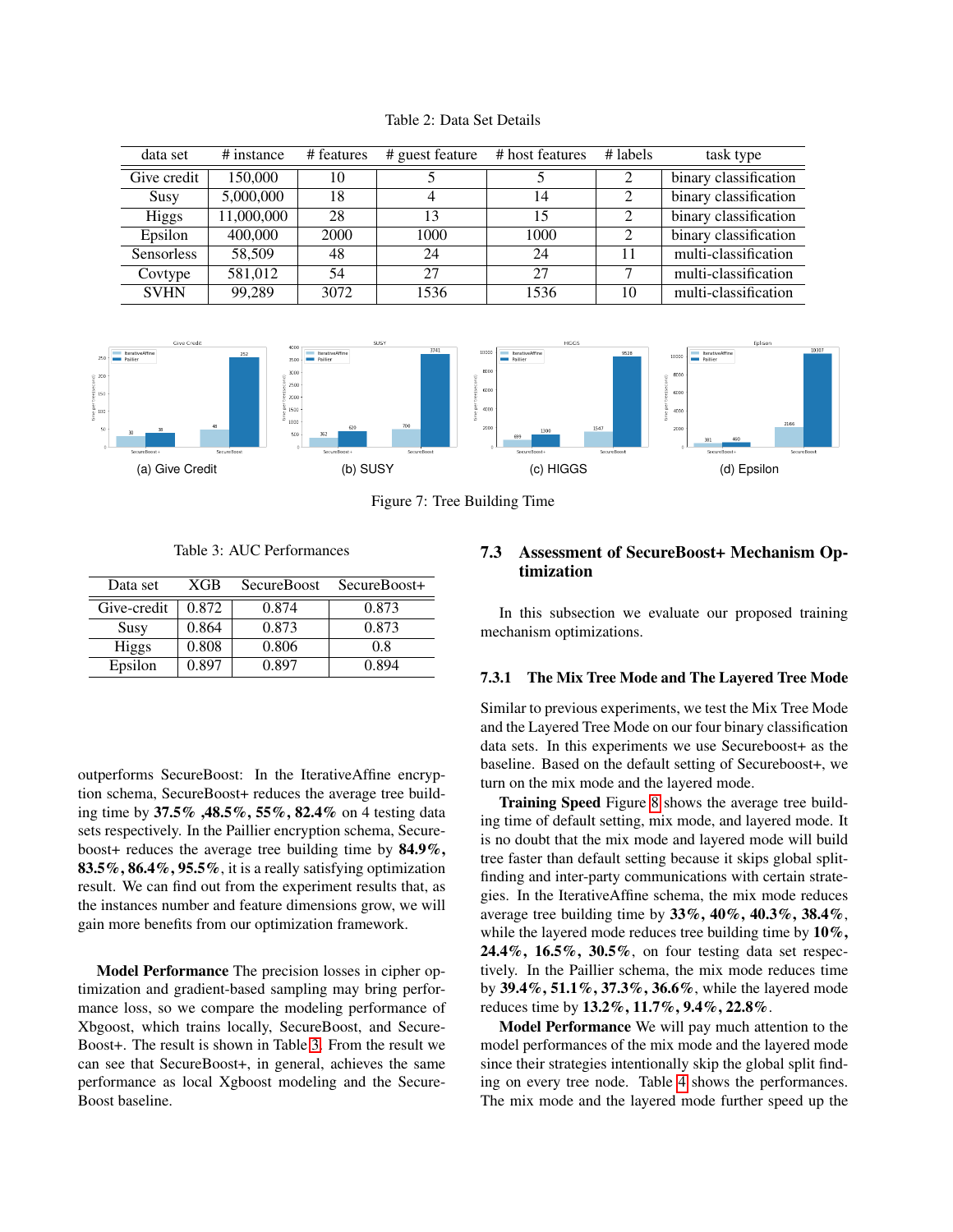Table 2: Data Set Details

| data set | # instance | # features | # guest feature | # host features | # labels | task type |
|---|---|---|---|---|---|---|
| Give credit | 150,000 | 10 | 5 | 5 | 2 | binary classification |
| Susy | 5,000,000 | 18 | 4 | 14 | 2 | binary classification |
| Higgs | 11,000,000 | 28 | 13 | 15 | 2 | binary classification |
| Epsilon | 400,000 | 2000 | 1000 | 1000 | 2 | binary classification |
| Sensorless | 58,509 | 48 | 24 | 24 | 11 | multi-classification |
| Covtype | 581,012 | 54 | 27 | 27 | 7 | multi-classification |
| SVHN | 99,289 | 3072 | 1536 | 1536 | 10 | multi-classification |

Give Credit
IterativeAffine
Paillier
time per tree(second)
30 38 48 252
SecureBoost+ SecureBoost

(a) Give Credit

SUSY
IterativeAffine
Paillier
time per tree(second)
362 620 700 3741
SecureBoost+ SecureBoost

(b) SUSY

HIGGS
IterativeAffine
Paillier
time per tree(second)
699 1300 1547 9528
SecureBoost+ SecureBoost

(c) HIGGS

Epsilon
IterativeAffine
Paillier
time per tree(second)
381 460 2166 10307
SecureBoost+ SecureBoost

(d) Epsilon

Figure 7: Tree Building Time

Table 3: AUC Performances

| Data set | XGB | SecureBoost | SecureBoost+ |
|---|---|---|---|
| Give-credit | 0.872 | 0.874 | 0.873 |
| Susy | 0.864 | 0.873 | 0.873 |
| Higgs | 0.808 | 0.806 | 0.8 |
| Epsilon | 0.897 | 0.897 | 0.894 |

outperforms SecureBoost: In the IterativeAffine encryption schema, SecureBoost+ reduces the average tree building time by **37.5% ,48.5%, 55%, 82.4%** on 4 testing data sets respectively. In the Paillier encryption schema, Secureboost+ reduces the average tree building time by **84.9%, 83.5%, 86.4%, 95.5%**, it is a really satisfying optimization result. We can find out from the experiment results that, as the instances number and feature dimensions grow, we will gain more benefits from our optimization framework.

**Model Performance** The precision losses in cipher optimization and gradient-based sampling may bring performance loss, so we compare the modeling performance of Xbgoost, which trains locally, SecureBoost, and SecureBoost+. The result is shown in Table 3. From the result we can see that SecureBoost+, in general, achieves the same performance as local Xgboost modeling and the SecureBoost baseline.

### 7.3 Assessment of SecureBoost+ Mechanism Optimization

In this subsection we evaluate our proposed training mechanism optimizations.

#### 7.3.1 The Mix Tree Mode and The Layered Tree Mode

Similar to previous experiments, we test the Mix Tree Mode and the Layered Tree Mode on our four binary classification data sets. In this experiments we use Secureboost+ as the baseline. Based on the default setting of Secureboost+, we turn on the mix mode and the layered mode.

**Training Speed** Figure 8 shows the average tree building time of default setting, mix mode, and layered mode. It is no doubt that the mix mode and layered mode will build tree faster than default setting because it skips global split-finding and inter-party communications with certain strategies. In the IterativeAffine schema, the mix mode reduces average tree building time by **33%, 40%, 40.3%, 38.4%**, while the layered mode reduces tree building time by **10%, 24.4%, 16.5%, 30.5%**, on four testing data set respectively. In the Paillier schema, the mix mode reduces time by **39.4%, 51.1%, 37.3%, 36.6%**, while the layered mode reduces time by **13.2%, 11.7%, 9.4%, 22.8%**.

**Model Performance** We will pay much attention to the model performances of the mix mode and the layered mode since their strategies intentionally skip the global split finding on every tree node. Table 4 shows the performances. The mix mode and the layered mode further speed up the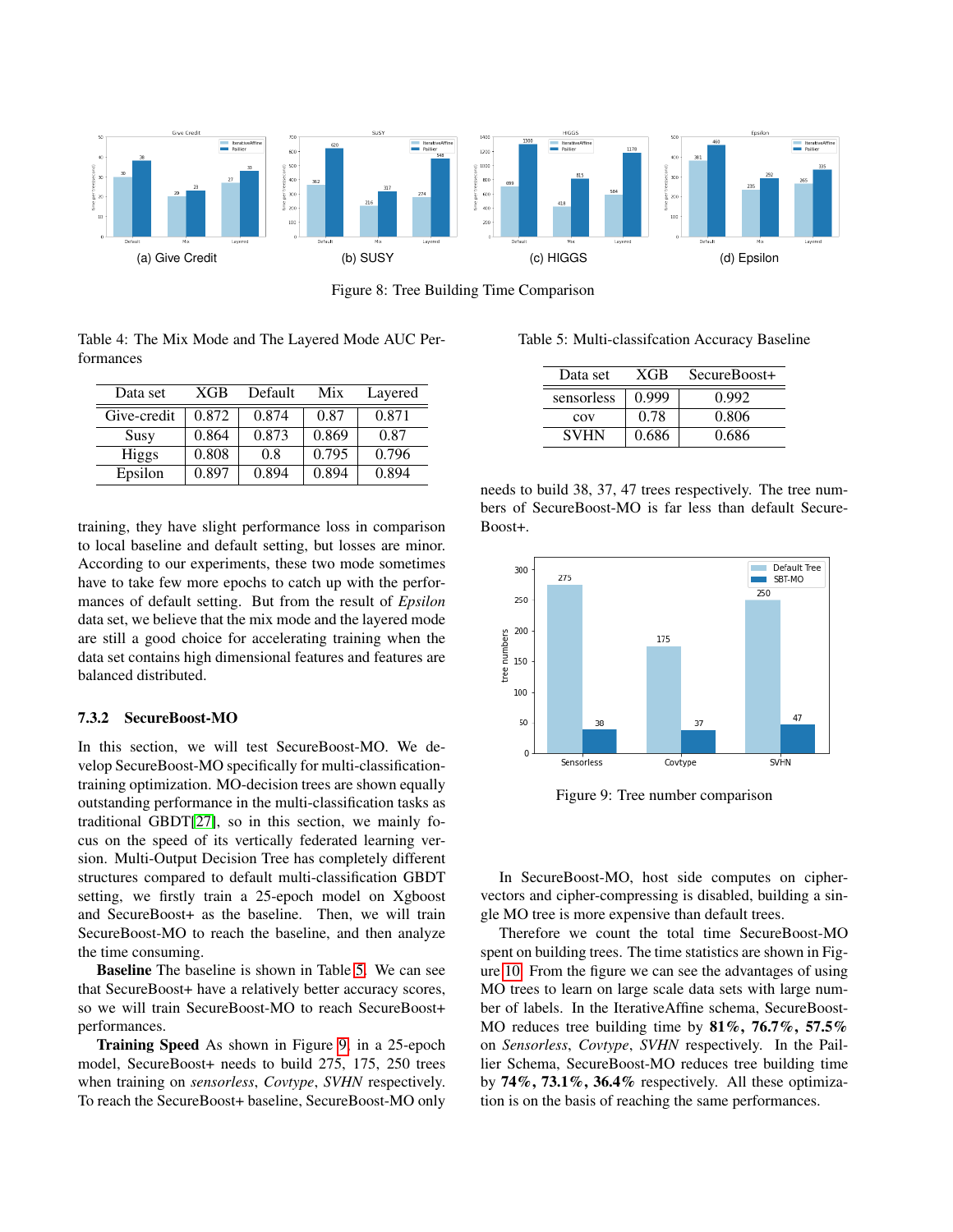Figure 8: Tree Building Time Comparison

Table 4: The Mix Mode and The Layered Mode AUC Performances

| Data set | XGB | Default | Mix | Layered |
|---|---|---|---|---|
| Give-credit | 0.872 | 0.874 | 0.87 | 0.871 |
| Susy | 0.864 | 0.873 | 0.869 | 0.87 |
| Higgs | 0.808 | 0.8 | 0.795 | 0.796 |
| Epsilon | 0.897 | 0.894 | 0.894 | 0.894 |

training, they have slight performance loss in comparison to local baseline and default setting, but losses are minor. According to our experiments, these two mode sometimes have to take few more epochs to catch up with the performances of default setting. But from the result of *Epsilon* data set, we believe that the mix mode and the layered mode are still a good choice for accelerating training when the data set contains high dimensional features and features are balanced distributed.

### 7.3.2 SecureBoost-MO

In this section, we will test SecureBoost-MO. We develop SecureBoost-MO specifically for multi-classification-training optimization. MO-decision trees are shown equally outstanding performance in the multi-classification tasks as traditional GBDT[27], so in this section, we mainly focus on the speed of its vertically federated learning version. Multi-Output Decision Tree has completely different structures compared to default multi-classification GBDT setting, we firstly train a 25-epoch model on Xgboost and SecureBoost+ as the baseline. Then, we will train SecureBoost-MO to reach the baseline, and then analyze the time consuming.

**Baseline** The baseline is shown in Table 5. We can see that SecureBoost+ have a relatively better accuracy scores, so we will train SecureBoost-MO to reach SecureBoost+ performances.

**Training Speed** As shown in Figure 9, in a 25-epoch model, SecureBoost+ needs to build 275, 175, 250 trees when training on *sensorless*, *Covtype*, *SVHN* respectively. To reach the SecureBoost+ baseline, SecureBoost-MO only needs to build 38, 37, 47 trees respectively. The tree numbers of SecureBoost-MO is far less than default SecureBoost+.

Table 5: Multi-classifcation Accuracy Baseline

| Data set | XGB | SecureBoost+ |
|---|---|---|
| sensorless | 0.999 | 0.992 |
| cov | 0.78 | 0.806 |
| SVHN | 0.686 | 0.686 |

Figure 9: Tree number comparison

In SecureBoost-MO, host side computes on cipher-vectors and cipher-compressing is disabled, building a single MO tree is more expensive than default trees.

Therefore we count the total time SecureBoost-MO spent on building trees. The time statistics are shown in Figure 10. From the figure we can see the advantages of using MO trees to learn on large scale data sets with large number of labels. In the IterativeAffine schema, SecureBoost-MO reduces tree building time by **81%, 76.7%, 57.5%** on *Sensorless*, *Covtype*, *SVHN* respectively. In the Paillier Schema, SecureBoost-MO reduces tree building time by **74%, 73.1%, 36.4%** respectively. All these optimization is on the basis of reaching the same performances.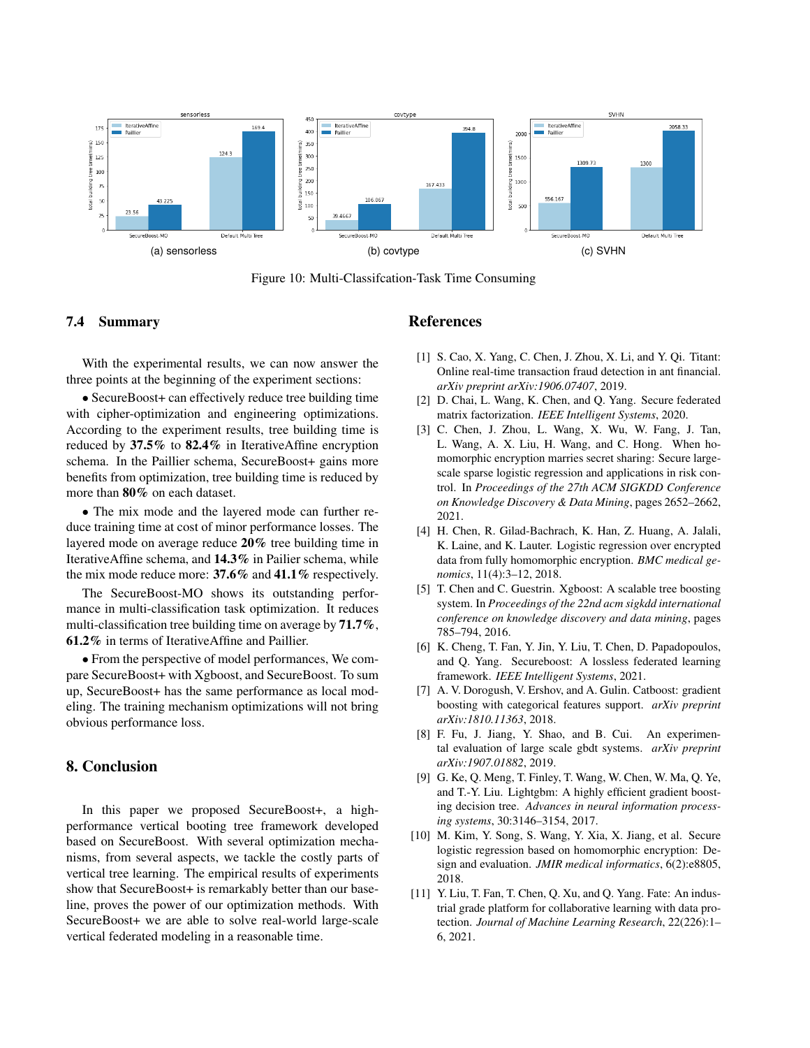sensorless

IterativeAffine
Paillier

total building tree time(mins)

23.56
43.225
124.3
169.4

SecureBoost MO
Default Multi Tree

(a) sensorless

covtype

IterativeAffine
Paillier

total building tree time(mins)

39.4667
106.067
167.433
394.8

SecureBoost MO
Default Multi Tree

(b) covtype

SVHN

IterativeAffine
Paillier

total building tree time(mins)

556.167
1309.73
1300
2058.33

SecureBoost MO
Default Multi Tree

(c) SVHN

Figure 10: Multi-Classifcation-Task Time Consuming

### 7.4 Summary

With the experimental results, we can now answer the three points at the beginning of the experiment sections:

• SecureBoost+ can effectively reduce tree building time with cipher-optimization and engineering optimizations. According to the experiment results, tree building time is reduced by **37.5%** to **82.4%** in IterativeAffine encryption schema. In the Paillier schema, SecureBoost+ gains more benefits from optimization, tree building time is reduced by more than **80%** on each dataset.

• The mix mode and the layered mode can further reduce training time at cost of minor performance losses. The layered mode on average reduce **20%** tree building time in IterativeAffine schema, and **14.3%** in Pailier schema, while the mix mode reduce more: **37.6%** and **41.1%** respectively.

The SecureBoost-MO shows its outstanding performance in multi-classification task optimization. It reduces multi-classification tree building time on average by **71.7%**, **61.2%** in terms of IterativeAffine and Paillier.

• From the perspective of model performances, We compare SecureBoost+ with Xgboost, and SecureBoost. To sum up, SecureBoost+ has the same performance as local modeling. The training mechanism optimizations will not bring obvious performance loss.

## 8. Conclusion

In this paper we proposed SecureBoost+, a high-performance vertical booting tree framework developed based on SecureBoost. With several optimization mechanisms, from several aspects, we tackle the costly parts of vertical tree learning. The empirical results of experiments show that SecureBoost+ is remarkably better than our baseline, proves the power of our optimization methods. With SecureBoost+ we are able to solve real-world large-scale vertical federated modeling in a reasonable time.

## References

[1] S. Cao, X. Yang, C. Chen, J. Zhou, X. Li, and Y. Qi. Titant: Online real-time transaction fraud detection in ant financial. *arXiv preprint arXiv:1906.07407*, 2019.

[2] D. Chai, L. Wang, K. Chen, and Q. Yang. Secure federated matrix factorization. *IEEE Intelligent Systems*, 2020.

[3] C. Chen, J. Zhou, L. Wang, X. Wu, W. Fang, J. Tan, L. Wang, A. X. Liu, H. Wang, and C. Hong. When homomorphic encryption marries secret sharing: Secure large-scale sparse logistic regression and applications in risk control. In *Proceedings of the 27th ACM SIGKDD Conference on Knowledge Discovery & Data Mining*, pages 2652–2662, 2021.

[4] H. Chen, R. Gilad-Bachrach, K. Han, Z. Huang, A. Jalali, K. Laine, and K. Lauter. Logistic regression over encrypted data from fully homomorphic encryption. *BMC medical genomics*, 11(4):3–12, 2018.

[5] T. Chen and C. Guestrin. Xgboost: A scalable tree boosting system. In *Proceedings of the 22nd acm sigkdd international conference on knowledge discovery and data mining*, pages 785–794, 2016.

[6] K. Cheng, T. Fan, Y. Jin, Y. Liu, T. Chen, D. Papadopoulos, and Q. Yang. Secureboost: A lossless federated learning framework. *IEEE Intelligent Systems*, 2021.

[7] A. V. Dorogush, V. Ershov, and A. Gulin. Catboost: gradient boosting with categorical features support. *arXiv preprint arXiv:1810.11363*, 2018.

[8] F. Fu, J. Jiang, Y. Shao, and B. Cui. An experimental evaluation of large scale gbdt systems. *arXiv preprint arXiv:1907.01882*, 2019.

[9] G. Ke, Q. Meng, T. Finley, T. Wang, W. Chen, W. Ma, Q. Ye, and T.-Y. Liu. Lightgbm: A highly efficient gradient boosting decision tree. *Advances in neural information processing systems*, 30:3146–3154, 2017.

[10] M. Kim, Y. Song, S. Wang, Y. Xia, X. Jiang, et al. Secure logistic regression based on homomorphic encryption: Design and evaluation. *JMIR medical informatics*, 6(2):e8805, 2018.

[11] Y. Liu, T. Fan, T. Chen, Q. Xu, and Q. Yang. Fate: An industrial grade platform for collaborative learning with data protection. *Journal of Machine Learning Research*, 22(226):1–6, 2021.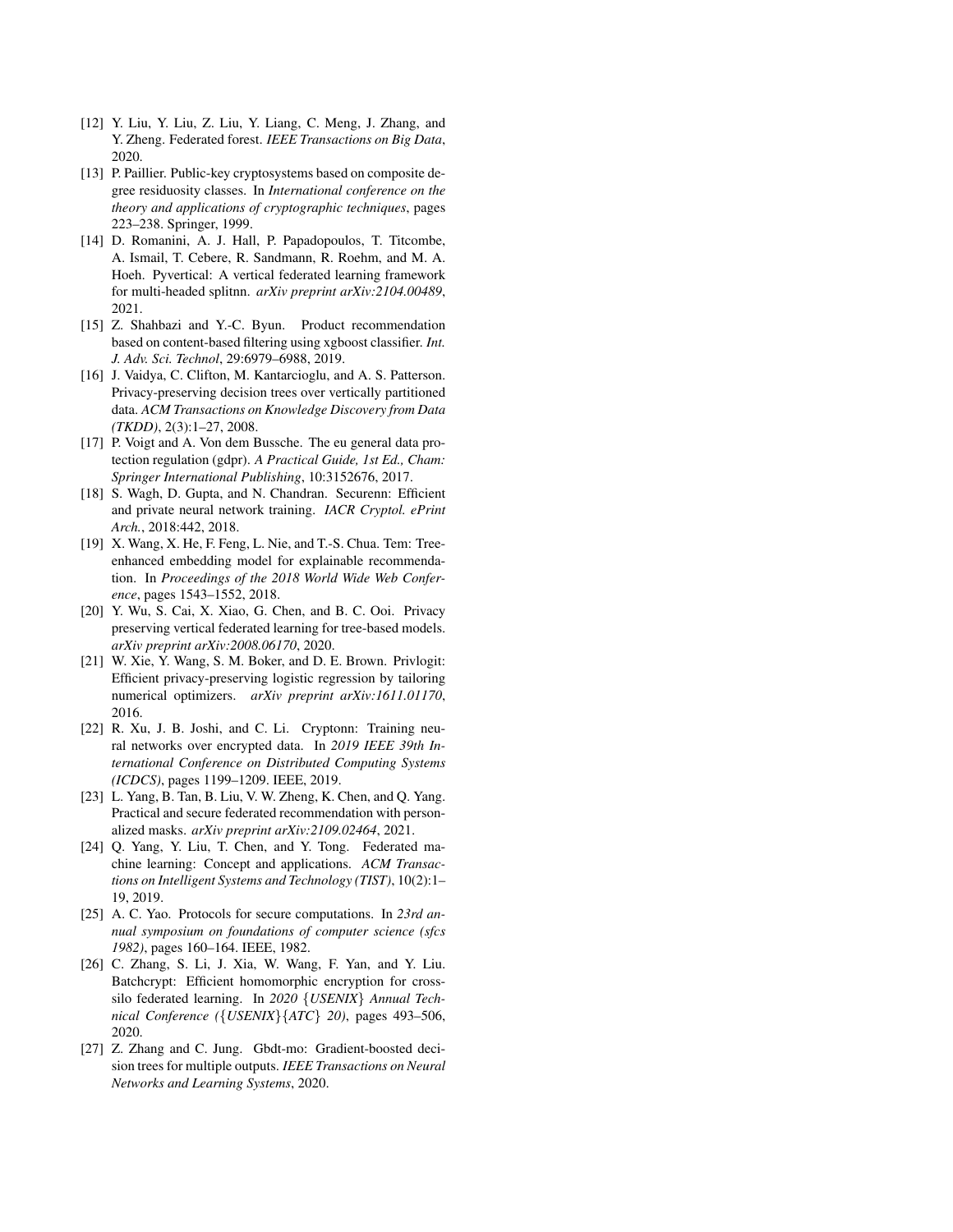[12] Y. Liu, Y. Liu, Z. Liu, Y. Liang, C. Meng, J. Zhang, and Y. Zheng. Federated forest. *IEEE Transactions on Big Data*, 2020.

[13] P. Paillier. Public-key cryptosystems based on composite degree residuosity classes. In *International conference on the theory and applications of cryptographic techniques*, pages 223–238. Springer, 1999.

[14] D. Romanini, A. J. Hall, P. Papadopoulos, T. Titcombe, A. Ismail, T. Cebere, R. Sandmann, R. Roehm, and M. A. Hoeh. Pyvertical: A vertical federated learning framework for multi-headed splitnn. *arXiv preprint arXiv:2104.00489*, 2021.

[15] Z. Shahbazi and Y.-C. Byun. Product recommendation based on content-based filtering using xgboost classifier. *Int. J. Adv. Sci. Technol*, 29:6979–6988, 2019.

[16] J. Vaidya, C. Clifton, M. Kantarcioglu, and A. S. Patterson. Privacy-preserving decision trees over vertically partitioned data. *ACM Transactions on Knowledge Discovery from Data (TKDD)*, 2(3):1–27, 2008.

[17] P. Voigt and A. Von dem Bussche. The eu general data protection regulation (gdpr). *A Practical Guide, 1st Ed., Cham: Springer International Publishing*, 10:3152676, 2017.

[18] S. Wagh, D. Gupta, and N. Chandran. Securenn: Efficient and private neural network training. *IACR Cryptol. ePrint Arch.*, 2018:442, 2018.

[19] X. Wang, X. He, F. Feng, L. Nie, and T.-S. Chua. Tem: Tree-enhanced embedding model for explainable recommendation. In *Proceedings of the 2018 World Wide Web Conference*, pages 1543–1552, 2018.

[20] Y. Wu, S. Cai, X. Xiao, G. Chen, and B. C. Ooi. Privacy preserving vertical federated learning for tree-based models. *arXiv preprint arXiv:2008.06170*, 2020.

[21] W. Xie, Y. Wang, S. M. Boker, and D. E. Brown. Privlogit: Efficient privacy-preserving logistic regression by tailoring numerical optimizers. *arXiv preprint arXiv:1611.01170*, 2016.

[22] R. Xu, J. B. Joshi, and C. Li. Cryptonn: Training neural networks over encrypted data. In *2019 IEEE 39th International Conference on Distributed Computing Systems (ICDCS)*, pages 1199–1209. IEEE, 2019.

[23] L. Yang, B. Tan, B. Liu, V. W. Zheng, K. Chen, and Q. Yang. Practical and secure federated recommendation with personalized masks. *arXiv preprint arXiv:2109.02464*, 2021.

[24] Q. Yang, Y. Liu, T. Chen, and Y. Tong. Federated machine learning: Concept and applications. *ACM Transactions on Intelligent Systems and Technology (TIST)*, 10(2):1–19, 2019.

[25] A. C. Yao. Protocols for secure computations. In *23rd annual symposium on foundations of computer science (sfcs 1982)*, pages 160–164. IEEE, 1982.

[26] C. Zhang, S. Li, J. Xia, W. Wang, F. Yan, and Y. Liu. Batchcrypt: Efficient homomorphic encryption for cross-silo federated learning. In *2020 {USENIX} Annual Technical Conference ({USENIX}{ATC} 20)*, pages 493–506, 2020.

[27] Z. Zhang and C. Jung. Gbdt-mo: Gradient-boosted decision trees for multiple outputs. *IEEE Transactions on Neural Networks and Learning Systems*, 2020.